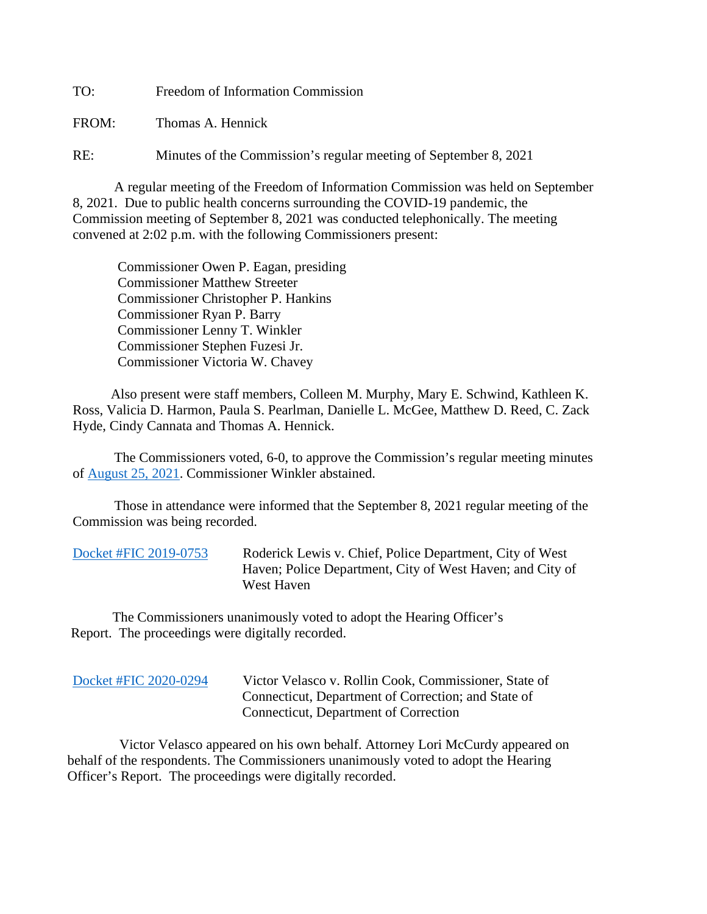TO: Freedom of Information Commission

FROM: Thomas A. Hennick

RE: Minutes of the Commission's regular meeting of September 8, 2021

A regular meeting of the Freedom of Information Commission was held on September 8, 2021. Due to public health concerns surrounding the COVID-19 pandemic, the Commission meeting of September 8, 2021 was conducted telephonically. The meeting convened at 2:02 p.m. with the following Commissioners present:

Commissioner Owen P. Eagan, presiding
Commissioner Matthew Streeter
Commissioner Christopher P. Hankins
Commissioner Ryan P. Barry
Commissioner Lenny T. Winkler
Commissioner Stephen Fuzesi Jr.
Commissioner Victoria W. Chavey

Also present were staff members, Colleen M. Murphy, Mary E. Schwind, Kathleen K. Ross, Valicia D. Harmon, Paula S. Pearlman, Danielle L. McGee, Matthew D. Reed, C. Zack Hyde, Cindy Cannata and Thomas A. Hennick.

The Commissioners voted, 6-0, to approve the Commission's regular meeting minutes of August 25, 2021. Commissioner Winkler abstained.

Those in attendance were informed that the September 8, 2021 regular meeting of the Commission was being recorded.

Docket #FIC 2019-0753 Roderick Lewis v. Chief, Police Department, City of West Haven; Police Department, City of West Haven; and City of West Haven

The Commissioners unanimously voted to adopt the Hearing Officer's Report. The proceedings were digitally recorded.

Docket #FIC 2020-0294 Victor Velasco v. Rollin Cook, Commissioner, State of Connecticut, Department of Correction; and State of Connecticut, Department of Correction

Victor Velasco appeared on his own behalf. Attorney Lori McCurdy appeared on behalf of the respondents. The Commissioners unanimously voted to adopt the Hearing Officer's Report. The proceedings were digitally recorded.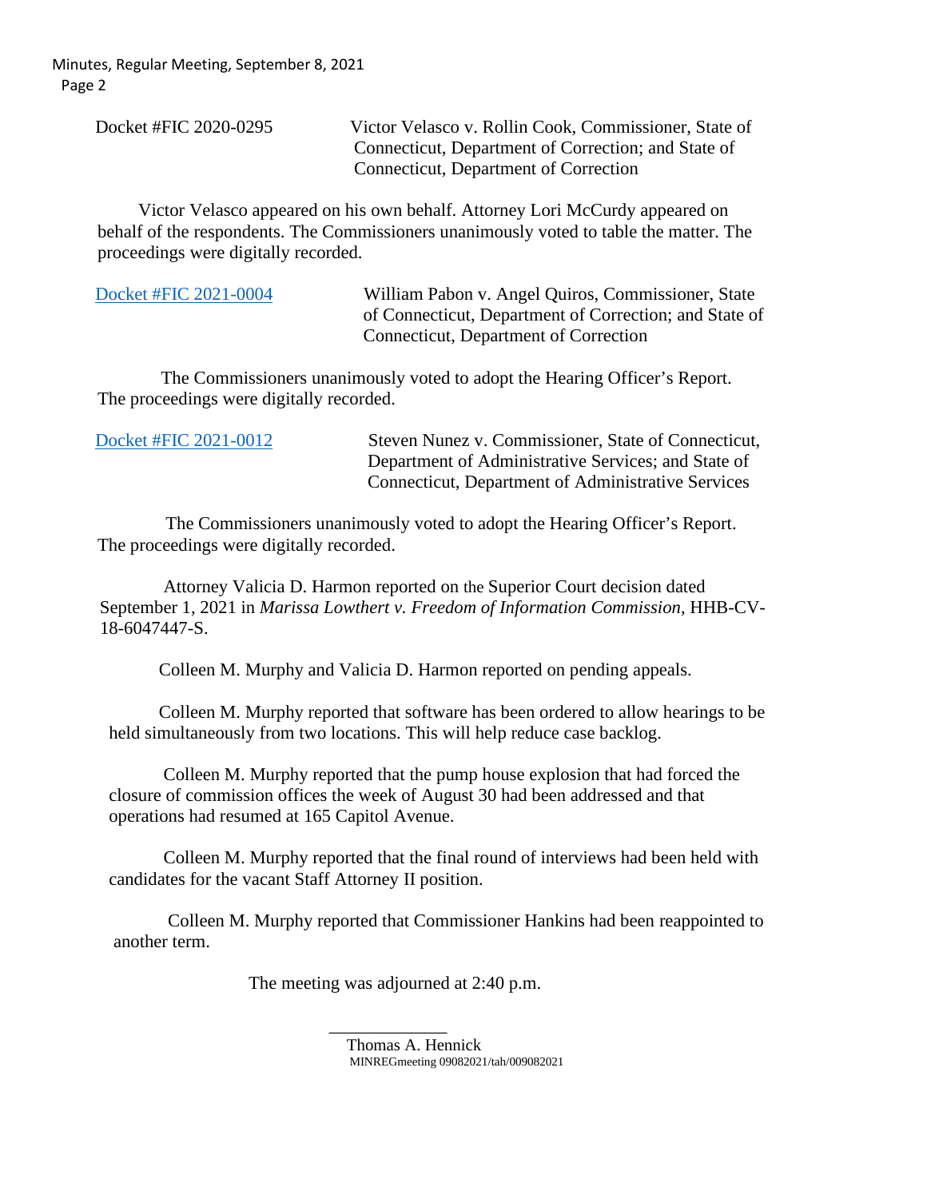Docket #FIC 2020-0295 Victor Velasco v. Rollin Cook, Commissioner, State of Connecticut, Department of Correction; and State of Connecticut, Department of Correction

Victor Velasco appeared on his own behalf. Attorney Lori McCurdy appeared on behalf of the respondents. The Commissioners unanimously voted to table the matter. The proceedings were digitally recorded.

Docket #FIC 2021-0004 William Pabon v. Angel Quiros, Commissioner, State of Connecticut, Department of Correction; and State of Connecticut, Department of Correction

The Commissioners unanimously voted to adopt the Hearing Officer's Report. The proceedings were digitally recorded.

Docket #FIC 2021-0012 Steven Nunez v. Commissioner, State of Connecticut, Department of Administrative Services; and State of Connecticut, Department of Administrative Services

The Commissioners unanimously voted to adopt the Hearing Officer's Report. The proceedings were digitally recorded.

Attorney Valicia D. Harmon reported on the Superior Court decision dated September 1, 2021 in *Marissa Lowthert v. Freedom of Information Commission*, HHB-CV-18-6047447-S.

Colleen M. Murphy and Valicia D. Harmon reported on pending appeals.

Colleen M. Murphy reported that software has been ordered to allow hearings to be held simultaneously from two locations. This will help reduce case backlog.

Colleen M. Murphy reported that the pump house explosion that had forced the closure of commission offices the week of August 30 had been addressed and that operations had resumed at 165 Capitol Avenue.

Colleen M. Murphy reported that the final round of interviews had been held with candidates for the vacant Staff Attorney II position.

Colleen M. Murphy reported that Commissioner Hankins had been reappointed to another term.

The meeting was adjourned at 2:40 p.m.

\_\_\_\_\_\_\_\_\_\_\_\_\_\_

Thomas A. Hennick

MINREGmeeting 09082021/tah/009082021